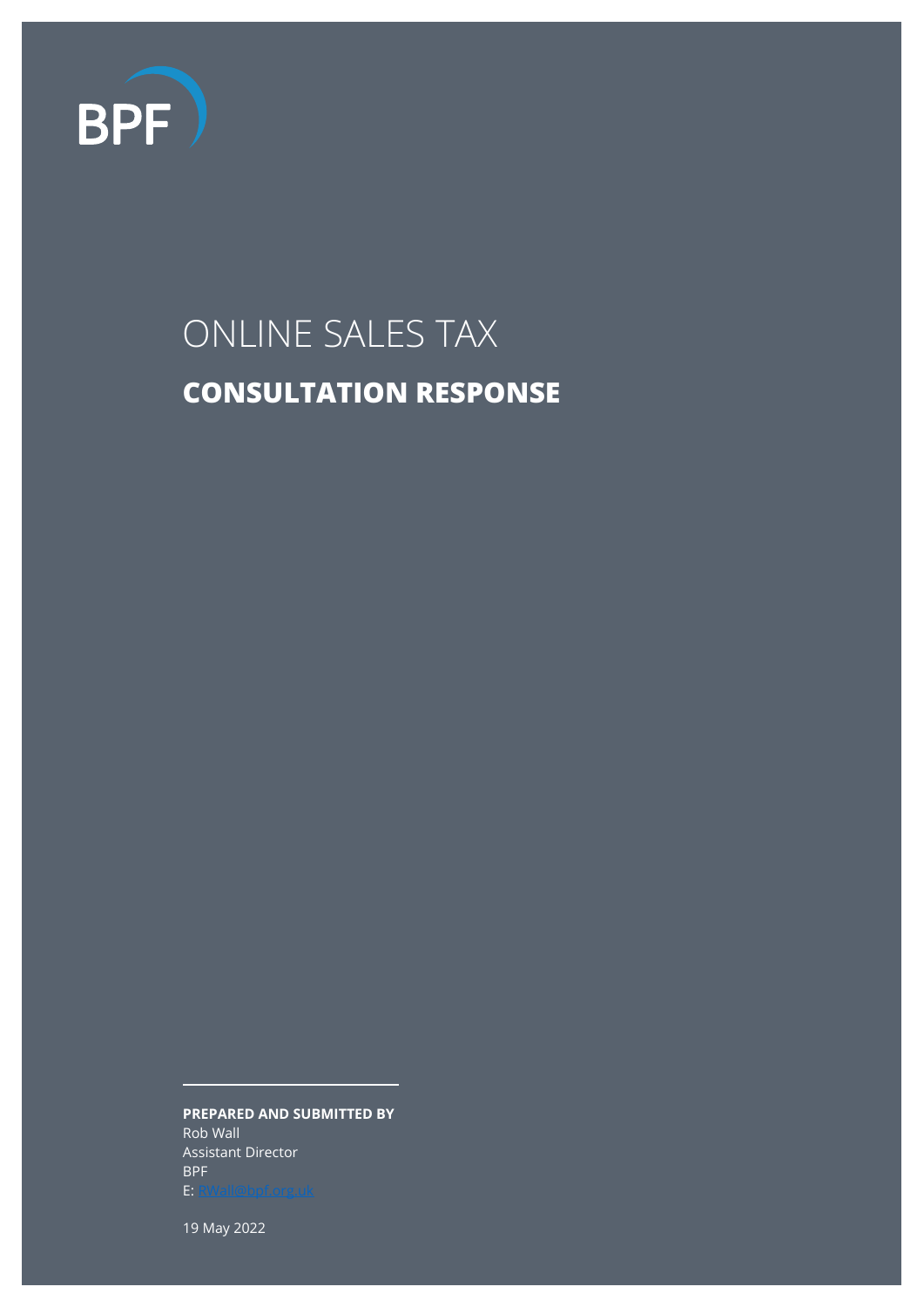BPF

# ONLINE SALES TAX

## CONSULTATION RESPONSE

**PREPARED AND SUBMITTED BY**
Rob Wall
Assistant Director
BPF
E: RWall@bpf.org.uk

19 May 2022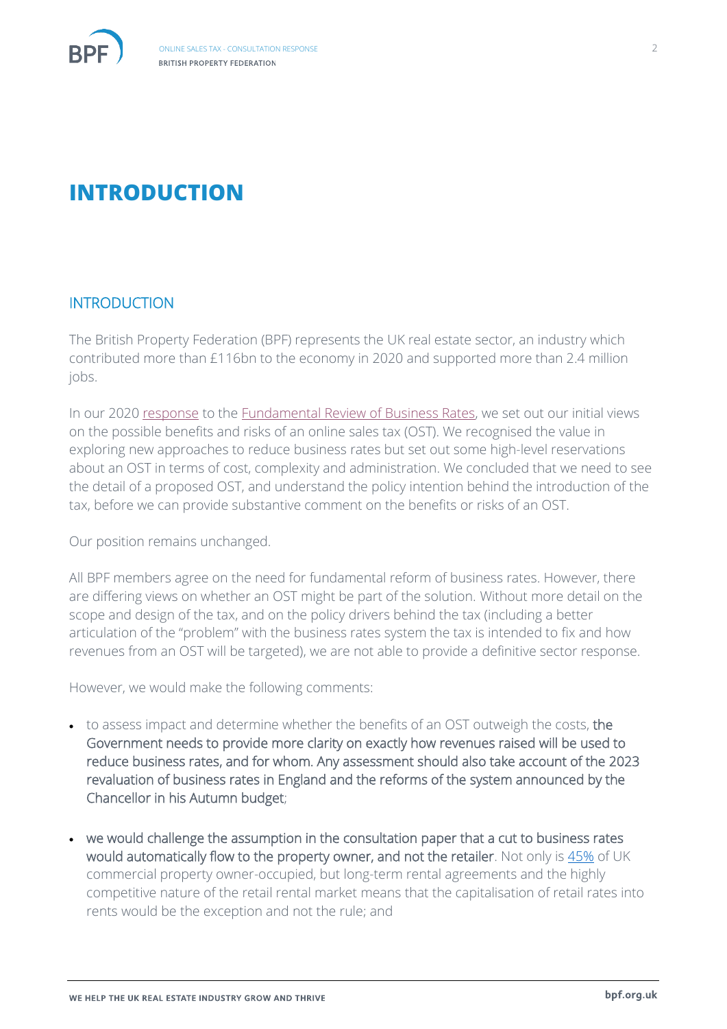# INTRODUCTION

## INTRODUCTION

The British Property Federation (BPF) represents the UK real estate sector, an industry which contributed more than £116bn to the economy in 2020 and supported more than 2.4 million jobs.

In our 2020 response to the Fundamental Review of Business Rates, we set out our initial views on the possible benefits and risks of an online sales tax (OST). We recognised the value in exploring new approaches to reduce business rates but set out some high-level reservations about an OST in terms of cost, complexity and administration. We concluded that we need to see the detail of a proposed OST, and understand the policy intention behind the introduction of the tax, before we can provide substantive comment on the benefits or risks of an OST.

Our position remains unchanged.

All BPF members agree on the need for fundamental reform of business rates. However, there are differing views on whether an OST might be part of the solution. Without more detail on the scope and design of the tax, and on the policy drivers behind the tax (including a better articulation of the "problem" with the business rates system the tax is intended to fix and how revenues from an OST will be targeted), we are not able to provide a definitive sector response.

However, we would make the following comments:

- to assess impact and determine whether the benefits of an OST outweigh the costs, **the Government needs to provide more clarity on exactly how revenues raised will be used to reduce business rates, and for whom. Any assessment should also take account of the 2023 revaluation of business rates in England and the reforms of the system announced by the Chancellor in his Autumn budget**;
- **we would challenge the assumption in the consultation paper that a cut to business rates would automatically flow to the property owner, and not the retailer**. Not only is 45% of UK commercial property owner-occupied, but long-term rental agreements and the highly competitive nature of the retail rental market means that the capitalisation of retail rates into rents would be the exception and not the rule; and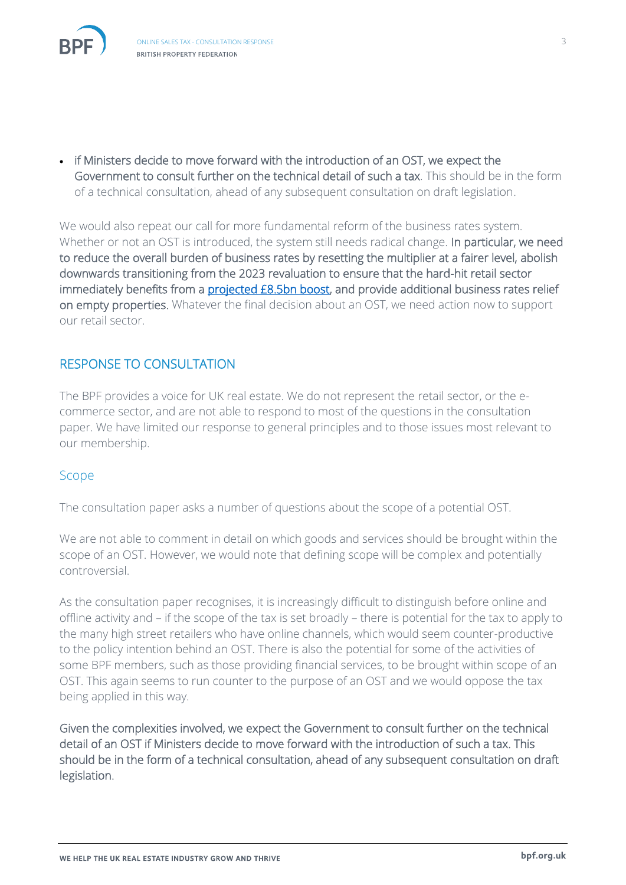- if Ministers decide to move forward with the introduction of an OST, we expect the Government to consult further on the technical detail of such a tax. This should be in the form of a technical consultation, ahead of any subsequent consultation on draft legislation.

We would also repeat our call for more fundamental reform of the business rates system. Whether or not an OST is introduced, the system still needs radical change. In particular, we need to reduce the overall burden of business rates by resetting the multiplier at a fairer level, abolish downwards transitioning from the 2023 revaluation to ensure that the hard-hit retail sector immediately benefits from a projected £8.5bn boost, and provide additional business rates relief on empty properties. Whatever the final decision about an OST, we need action now to support our retail sector.

## RESPONSE TO CONSULTATION

The BPF provides a voice for UK real estate. We do not represent the retail sector, or the e-commerce sector, and are not able to respond to most of the questions in the consultation paper. We have limited our response to general principles and to those issues most relevant to our membership.

### Scope

The consultation paper asks a number of questions about the scope of a potential OST.

We are not able to comment in detail on which goods and services should be brought within the scope of an OST. However, we would note that defining scope will be complex and potentially controversial.

As the consultation paper recognises, it is increasingly difficult to distinguish before online and offline activity and – if the scope of the tax is set broadly – there is potential for the tax to apply to the many high street retailers who have online channels, which would seem counter-productive to the policy intention behind an OST. There is also the potential for some of the activities of some BPF members, such as those providing financial services, to be brought within scope of an OST. This again seems to run counter to the purpose of an OST and we would oppose the tax being applied in this way.

Given the complexities involved, we expect the Government to consult further on the technical detail of an OST if Ministers decide to move forward with the introduction of such a tax. This should be in the form of a technical consultation, ahead of any subsequent consultation on draft legislation.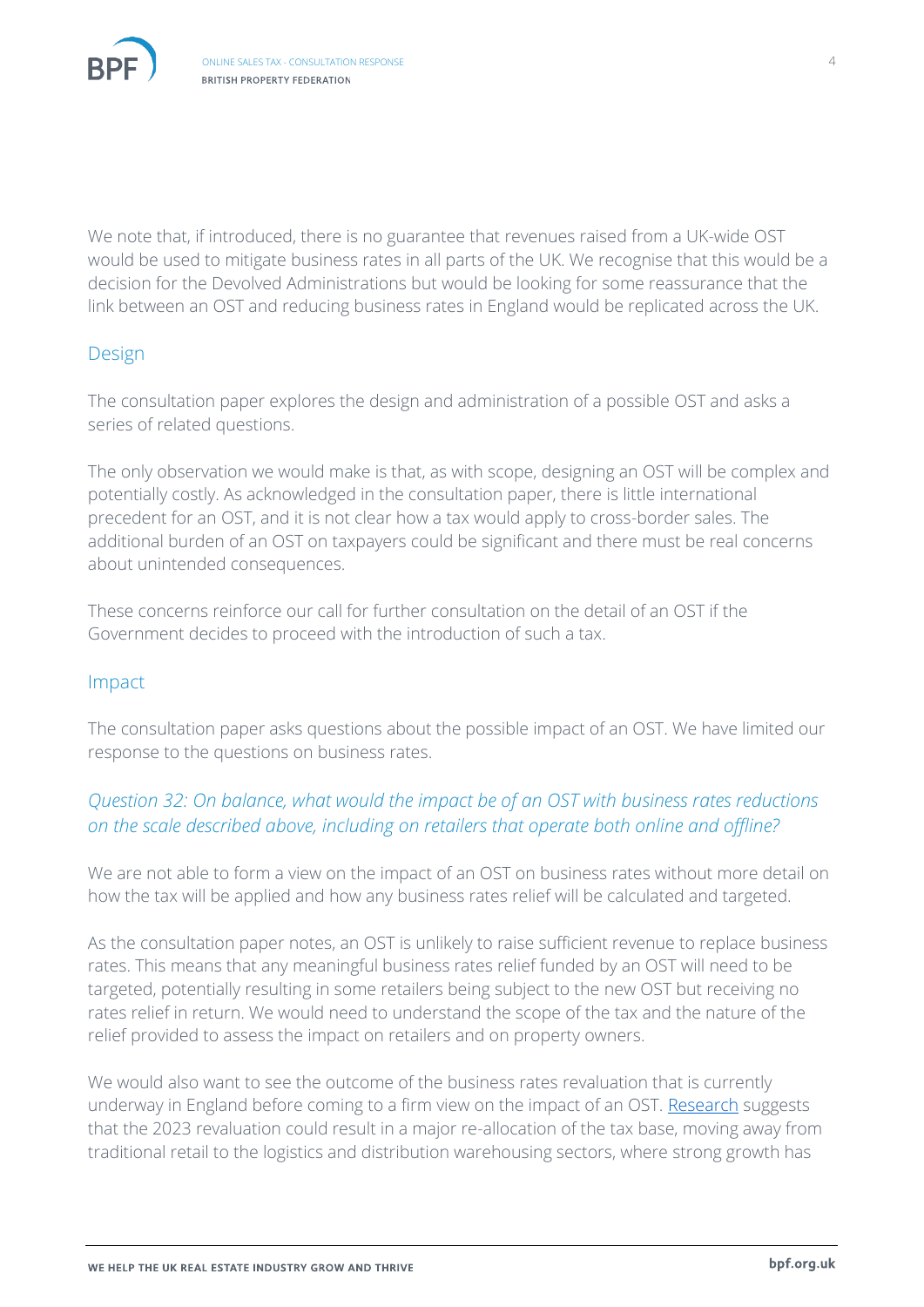We note that, if introduced, there is no guarantee that revenues raised from a UK-wide OST would be used to mitigate business rates in all parts of the UK. We recognise that this would be a decision for the Devolved Administrations but would be looking for some reassurance that the link between an OST and reducing business rates in England would be replicated across the UK.

## Design

The consultation paper explores the design and administration of a possible OST and asks a series of related questions.

The only observation we would make is that, as with scope, designing an OST will be complex and potentially costly. As acknowledged in the consultation paper, there is little international precedent for an OST, and it is not clear how a tax would apply to cross-border sales. The additional burden of an OST on taxpayers could be significant and there must be real concerns about unintended consequences.

These concerns reinforce our call for further consultation on the detail of an OST if the Government decides to proceed with the introduction of such a tax.

## Impact

The consultation paper asks questions about the possible impact of an OST. We have limited our response to the questions on business rates.

### *Question 32: On balance, what would the impact be of an OST with business rates reductions on the scale described above, including on retailers that operate both online and offline?*

We are not able to form a view on the impact of an OST on business rates without more detail on how the tax will be applied and how any business rates relief will be calculated and targeted.

As the consultation paper notes, an OST is unlikely to raise sufficient revenue to replace business rates. This means that any meaningful business rates relief funded by an OST will need to be targeted, potentially resulting in some retailers being subject to the new OST but receiving no rates relief in return. We would need to understand the scope of the tax and the nature of the relief provided to assess the impact on retailers and on property owners.

We would also want to see the outcome of the business rates revaluation that is currently underway in England before coming to a firm view on the impact of an OST. Research suggests that the 2023 revaluation could result in a major re-allocation of the tax base, moving away from traditional retail to the logistics and distribution warehousing sectors, where strong growth has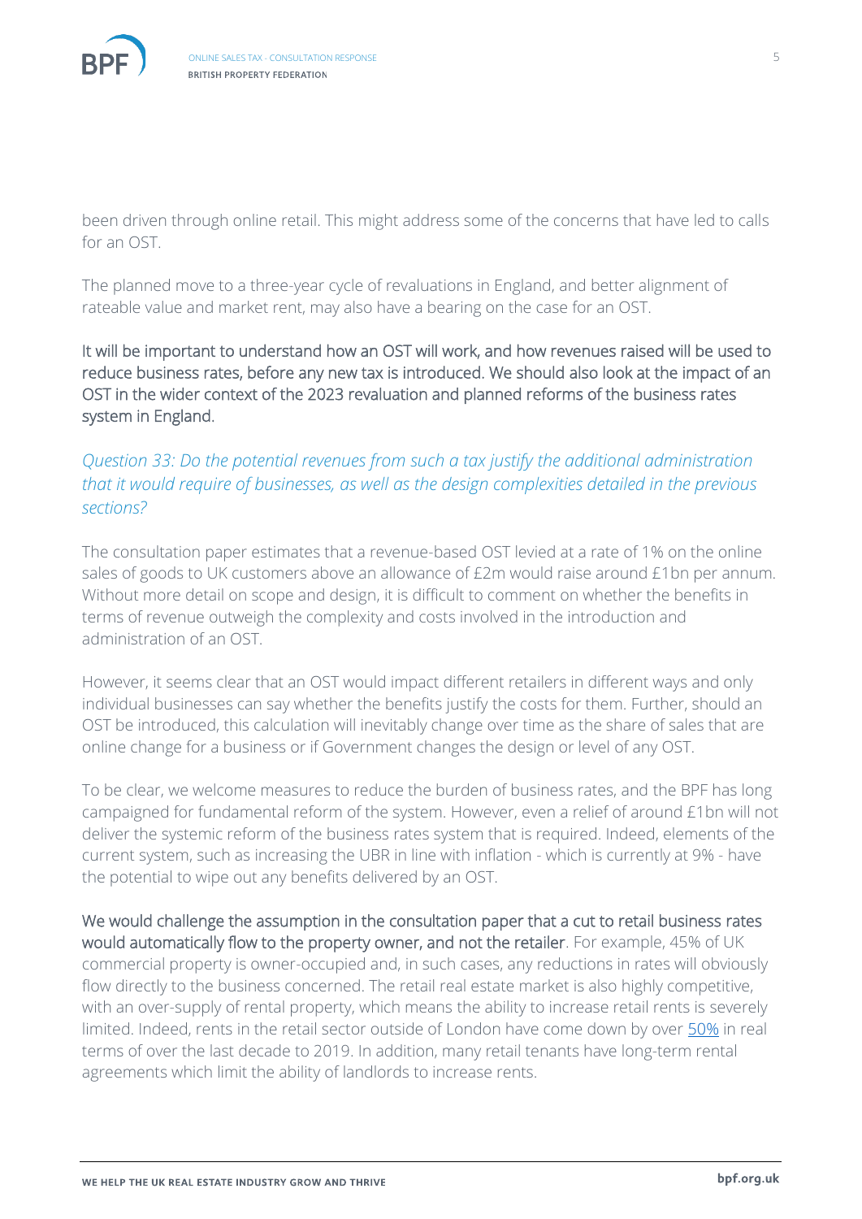been driven through online retail. This might address some of the concerns that have led to calls for an OST.

The planned move to a three-year cycle of revaluations in England, and better alignment of rateable value and market rent, may also have a bearing on the case for an OST.

**It will be important to understand how an OST will work, and how revenues raised will be used to reduce business rates, before any new tax is introduced. We should also look at the impact of an OST in the wider context of the 2023 revaluation and planned reforms of the business rates system in England.**

*Question 33: Do the potential revenues from such a tax justify the additional administration that it would require of businesses, as well as the design complexities detailed in the previous sections?*

The consultation paper estimates that a revenue-based OST levied at a rate of 1% on the online sales of goods to UK customers above an allowance of £2m would raise around £1bn per annum. Without more detail on scope and design, it is difficult to comment on whether the benefits in terms of revenue outweigh the complexity and costs involved in the introduction and administration of an OST.

However, it seems clear that an OST would impact different retailers in different ways and only individual businesses can say whether the benefits justify the costs for them. Further, should an OST be introduced, this calculation will inevitably change over time as the share of sales that are online change for a business or if Government changes the design or level of any OST.

To be clear, we welcome measures to reduce the burden of business rates, and the BPF has long campaigned for fundamental reform of the system. However, even a relief of around £1bn will not deliver the systemic reform of the business rates system that is required. Indeed, elements of the current system, such as increasing the UBR in line with inflation - which is currently at 9% - have the potential to wipe out any benefits delivered by an OST.

**We would challenge the assumption in the consultation paper that a cut to retail business rates would automatically flow to the property owner, and not the retailer**. For example, 45% of UK commercial property is owner-occupied and, in such cases, any reductions in rates will obviously flow directly to the business concerned. The retail real estate market is also highly competitive, with an over-supply of rental property, which means the ability to increase retail rents is severely limited. Indeed, rents in the retail sector outside of London have come down by over 50% in real terms of over the last decade to 2019. In addition, many retail tenants have long-term rental agreements which limit the ability of landlords to increase rents.